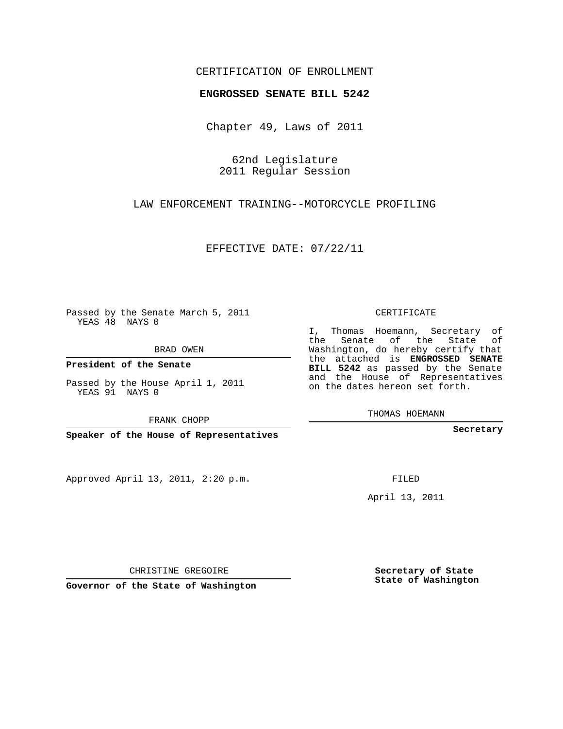CERTIFICATION OF ENROLLMENT

**ENGROSSED SENATE BILL 5242**

Chapter 49, Laws of 2011

62nd Legislature
2011 Regular Session

LAW ENFORCEMENT TRAINING--MOTORCYCLE PROFILING

EFFECTIVE DATE: 07/22/11

Passed by the Senate March 5, 2011
YEAS 48 NAYS 0

BRAD OWEN

**President of the Senate**

Passed by the House April 1, 2011
YEAS 91 NAYS 0

FRANK CHOPP

**Speaker of the House of Representatives**

Approved April 13, 2011, 2:20 p.m.

CHRISTINE GREGOIRE

**Governor of the State of Washington**

CERTIFICATE

I, Thomas Hoemann, Secretary of the Senate of the State of Washington, do hereby certify that the attached is **ENGROSSED SENATE BILL 5242** as passed by the Senate and the House of Representatives on the dates hereon set forth.

THOMAS HOEMANN

**Secretary**

FILED

April 13, 2011

**Secretary of State**
**State of Washington**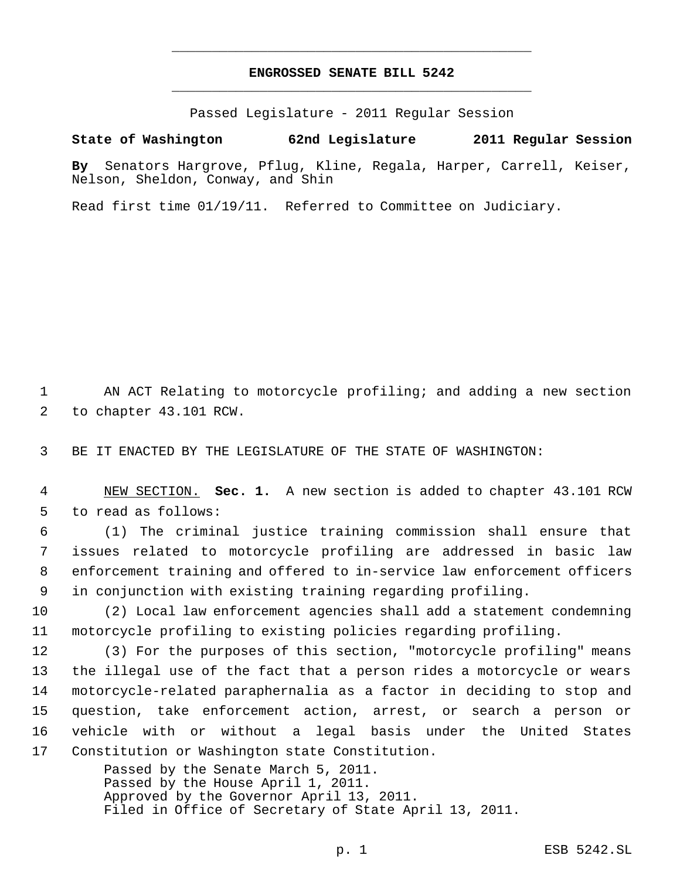## ENGROSSED SENATE BILL 5242

Passed Legislature - 2011 Regular Session

**State of Washington 62nd Legislature 2011 Regular Session**

**By** Senators Hargrove, Pflug, Kline, Regala, Harper, Carrell, Keiser, Nelson, Sheldon, Conway, and Shin

Read first time 01/19/11. Referred to Committee on Judiciary.

AN ACT Relating to motorcycle profiling; and adding a new section to chapter 43.101 RCW.

BE IT ENACTED BY THE LEGISLATURE OF THE STATE OF WASHINGTON:

NEW SECTION. **Sec. 1.** A new section is added to chapter 43.101 RCW to read as follows:

(1) The criminal justice training commission shall ensure that issues related to motorcycle profiling are addressed in basic law enforcement training and offered to in-service law enforcement officers in conjunction with existing training regarding profiling.

(2) Local law enforcement agencies shall add a statement condemning motorcycle profiling to existing policies regarding profiling.

(3) For the purposes of this section, "motorcycle profiling" means the illegal use of the fact that a person rides a motorcycle or wears motorcycle-related paraphernalia as a factor in deciding to stop and question, take enforcement action, arrest, or search a person or vehicle with or without a legal basis under the United States Constitution or Washington state Constitution.

Passed by the Senate March 5, 2011.
Passed by the House April 1, 2011.
Approved by the Governor April 13, 2011.
Filed in Office of Secretary of State April 13, 2011.